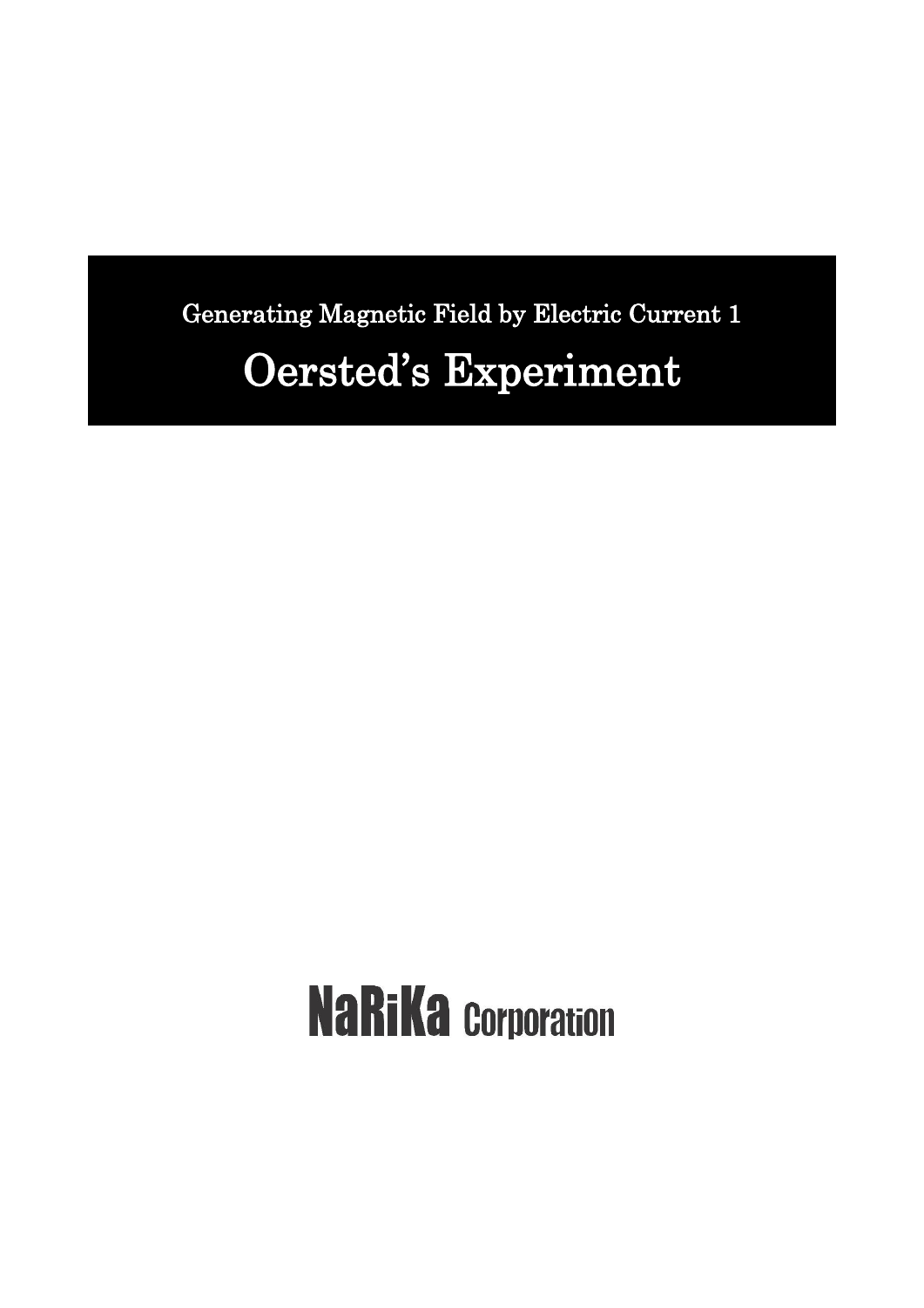Generating Magnetic Field by Electric Current 1

# Oersted's Experiment

NaRiKa Corporation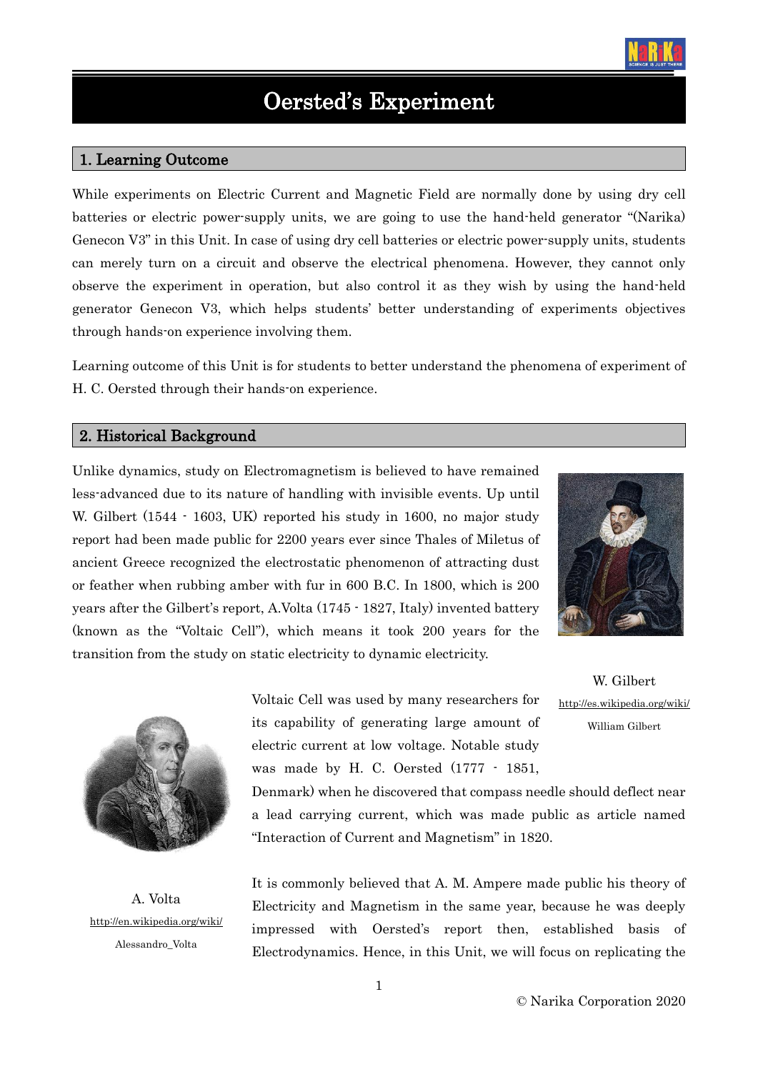# Oersted's Experiment

## 1. Learning Outcome

While experiments on Electric Current and Magnetic Field are normally done by using dry cell batteries or electric power-supply units, we are going to use the hand-held generator "(Narika) Genecon V3" in this Unit. In case of using dry cell batteries or electric power-supply units, students can merely turn on a circuit and observe the electrical phenomena. However, they cannot only observe the experiment in operation, but also control it as they wish by using the hand-held generator Genecon V3, which helps students' better understanding of experiments objectives through hands-on experience involving them.

Learning outcome of this Unit is for students to better understand the phenomena of experiment of H. C. Oersted through their hands-on experience.

## 2. Historical Background

Unlike dynamics, study on Electromagnetism is believed to have remained less-advanced due to its nature of handling with invisible events. Up until W. Gilbert (1544 - 1603, UK) reported his study in 1600, no major study report had been made public for 2200 years ever since Thales of Miletus of ancient Greece recognized the electrostatic phenomenon of attracting dust or feather when rubbing amber with fur in 600 B.C. In 1800, which is 200 years after the Gilbert's report, A.Volta (1745 - 1827, Italy) invented battery (known as the "Voltaic Cell"), which means it took 200 years for the transition from the study on static electricity to dynamic electricity.

W. Gilbert
http://es.wikipedia.org/wiki/
William Gilbert

Voltaic Cell was used by many researchers for its capability of generating large amount of electric current at low voltage. Notable study was made by H. C. Oersted (1777 - 1851, Denmark) when he discovered that compass needle should deflect near a lead carrying current, which was made public as article named "Interaction of Current and Magnetism" in 1820.

A. Volta
http://en.wikipedia.org/wiki/
Alessandro_Volta

It is commonly believed that A. M. Ampere made public his theory of Electricity and Magnetism in the same year, because he was deeply impressed with Oersted's report then, established basis of Electrodynamics. Hence, in this Unit, we will focus on replicating the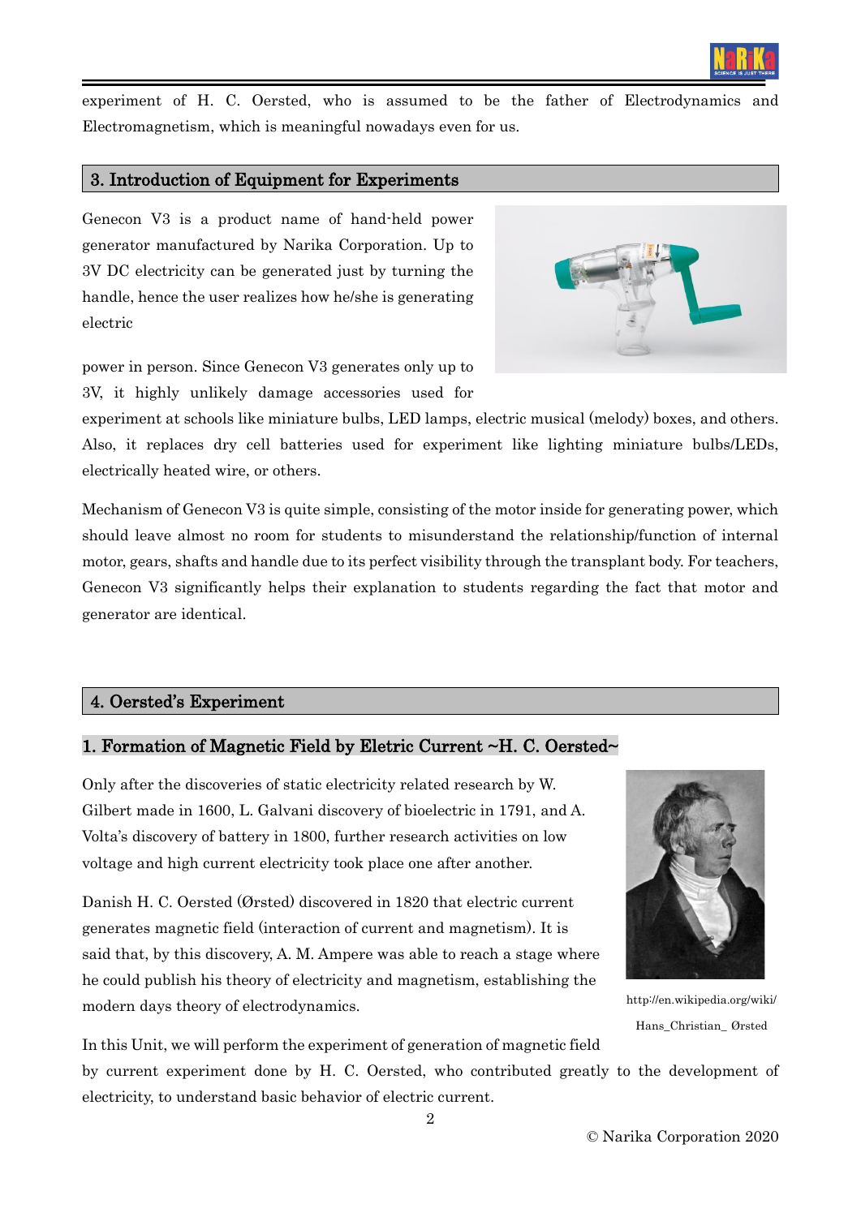experiment of H. C. Oersted, who is assumed to be the father of Electrodynamics and Electromagnetism, which is meaningful nowadays even for us.

## 3. Introduction of Equipment for Experiments

Genecon V3 is a product name of hand-held power generator manufactured by Narika Corporation. Up to 3V DC electricity can be generated just by turning the handle, hence the user realizes how he/she is generating electric

power in person. Since Genecon V3 generates only up to 3V, it highly unlikely damage accessories used for experiment at schools like miniature bulbs, LED lamps, electric musical (melody) boxes, and others. Also, it replaces dry cell batteries used for experiment like lighting miniature bulbs/LEDs, electrically heated wire, or others.

Mechanism of Genecon V3 is quite simple, consisting of the motor inside for generating power, which should leave almost no room for students to misunderstand the relationship/function of internal motor, gears, shafts and handle due to its perfect visibility through the transplant body. For teachers, Genecon V3 significantly helps their explanation to students regarding the fact that motor and generator are identical.

## 4. Oersted's Experiment

### 1. Formation of Magnetic Field by Eletric Current ~H. C. Oersted~

Only after the discoveries of static electricity related research by W. Gilbert made in 1600, L. Galvani discovery of bioelectric in 1791, and A. Volta's discovery of battery in 1800, further research activities on low voltage and high current electricity took place one after another.

Danish H. C. Oersted (Ørsted) discovered in 1820 that electric current generates magnetic field (interaction of current and magnetism). It is said that, by this discovery, A. M. Ampere was able to reach a stage where he could publish his theory of electricity and magnetism, establishing the modern days theory of electrodynamics.

http://en.wikipedia.org/wiki/Hans_Christian_ Ørsted

In this Unit, we will perform the experiment of generation of magnetic field by current experiment done by H. C. Oersted, who contributed greatly to the development of electricity, to understand basic behavior of electric current.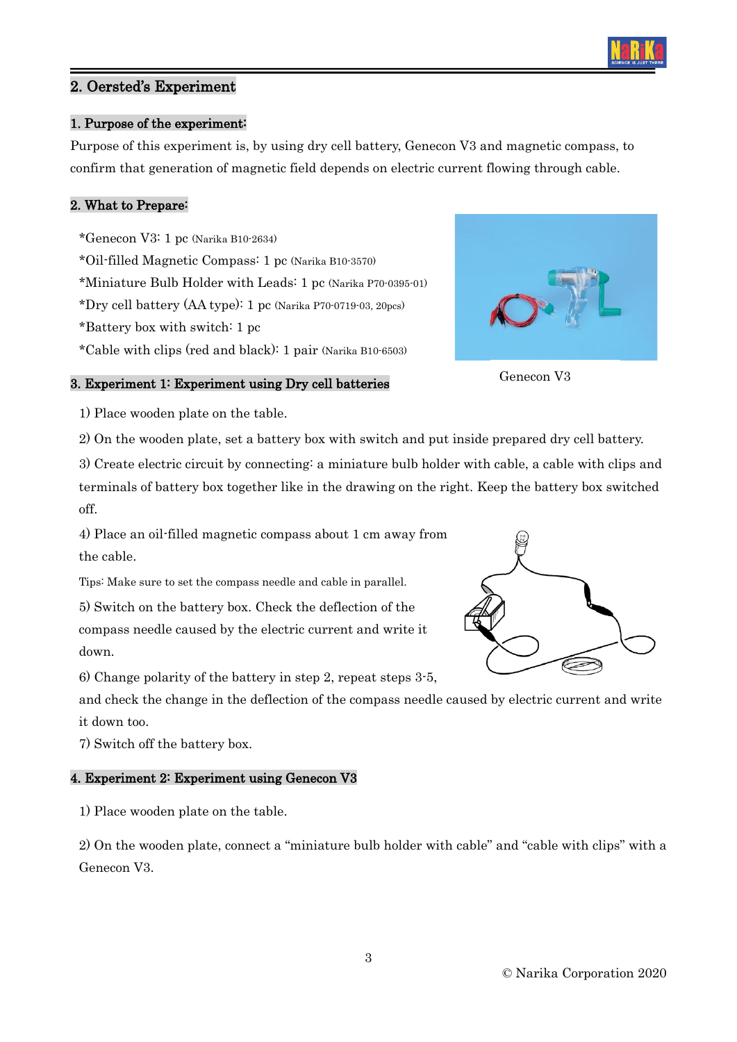## 2. Oersted's Experiment

### 1. Purpose of the experiment:

Purpose of this experiment is, by using dry cell battery, Genecon V3 and magnetic compass, to confirm that generation of magnetic field depends on electric current flowing through cable.

### 2. What to Prepare:

*Genecon V3: 1 pc (Narika B10-2634)
*Oil-filled Magnetic Compass: 1 pc (Narika B10-3570)
*Miniature Bulb Holder with Leads: 1 pc (Narika P70-0395-01)
*Dry cell battery (AA type): 1 pc (Narika P70-0719-03, 20pcs)
*Battery box with switch: 1 pc
*Cable with clips (red and black): 1 pair (Narika B10-6503)

Genecon V3

### 3. Experiment 1: Experiment using Dry cell batteries

1) Place wooden plate on the table.

2) On the wooden plate, set a battery box with switch and put inside prepared dry cell battery.

3) Create electric circuit by connecting: a miniature bulb holder with cable, a cable with clips and terminals of battery box together like in the drawing on the right. Keep the battery box switched off.

4) Place an oil-filled magnetic compass about 1 cm away from the cable.

Tips: Make sure to set the compass needle and cable in parallel.

5) Switch on the battery box. Check the deflection of the compass needle caused by the electric current and write it down.

6) Change polarity of the battery in step 2, repeat steps 3-5, and check the change in the deflection of the compass needle caused by electric current and write it down too.

7) Switch off the battery box.

### 4. Experiment 2: Experiment using Genecon V3

1) Place wooden plate on the table.

2) On the wooden plate, connect a "miniature bulb holder with cable" and "cable with clips" with a Genecon V3.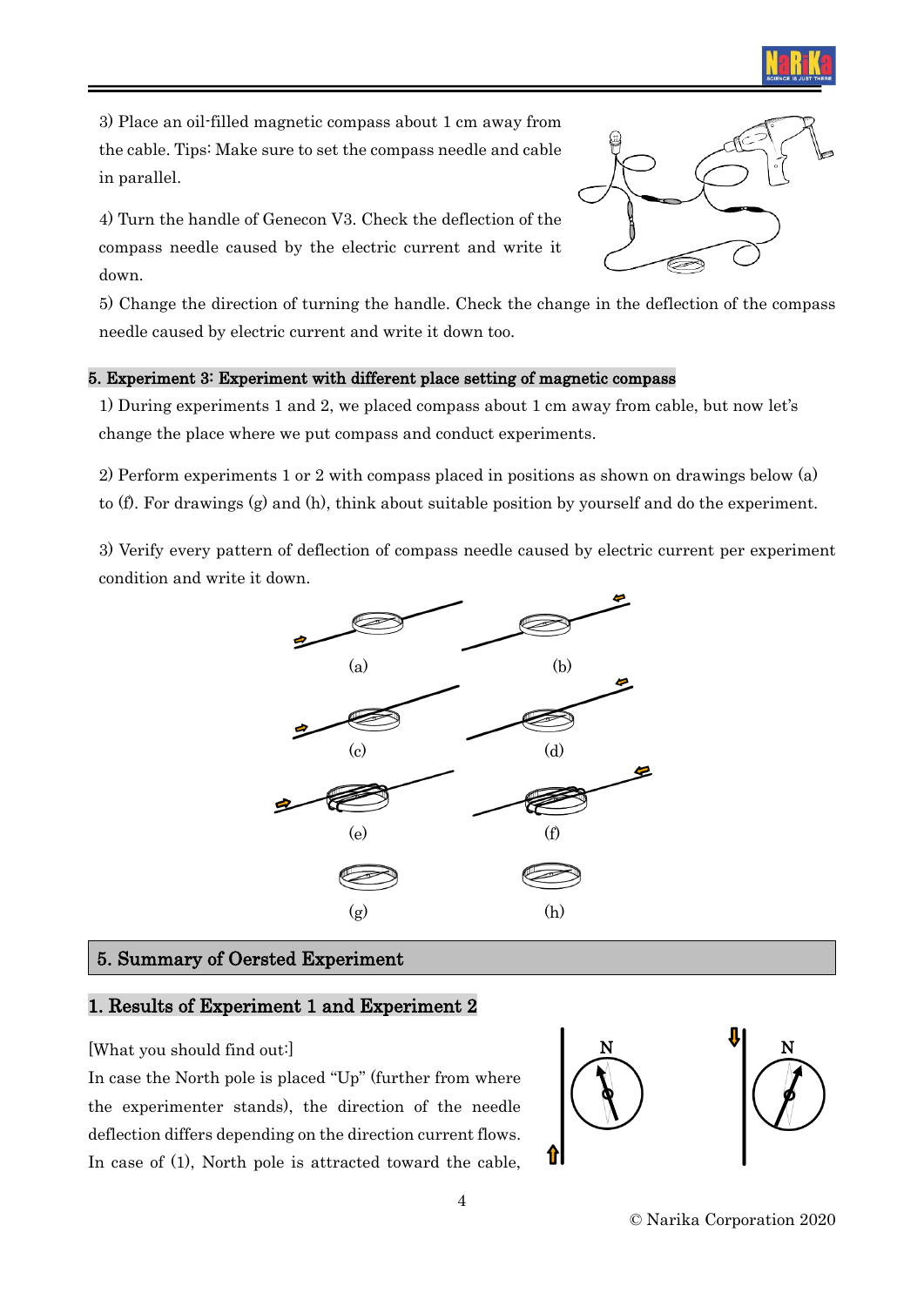3) Place an oil-filled magnetic compass about 1 cm away from the cable. Tips: Make sure to set the compass needle and cable in parallel.

4) Turn the handle of Genecon V3. Check the deflection of the compass needle caused by the electric current and write it down.

5) Change the direction of turning the handle. Check the change in the deflection of the compass needle caused by electric current and write it down too.

### 5. Experiment 3: Experiment with different place setting of magnetic compass

1) During experiments 1 and 2, we placed compass about 1 cm away from cable, but now let's change the place where we put compass and conduct experiments.

2) Perform experiments 1 or 2 with compass placed in positions as shown on drawings below (a) to (f). For drawings (g) and (h), think about suitable position by yourself and do the experiment.

3) Verify every pattern of deflection of compass needle caused by electric current per experiment condition and write it down.

(a)

(b)

(c)

(d)

(e)

(f)

(g)

(h)

## 5. Summary of Oersted Experiment

### 1. Results of Experiment 1 and Experiment 2

[What you should find out:]

In case the North pole is placed "Up" (further from where the experimenter stands), the direction of the needle deflection differs depending on the direction current flows. In case of (1), North pole is attracted toward the cable,

N

N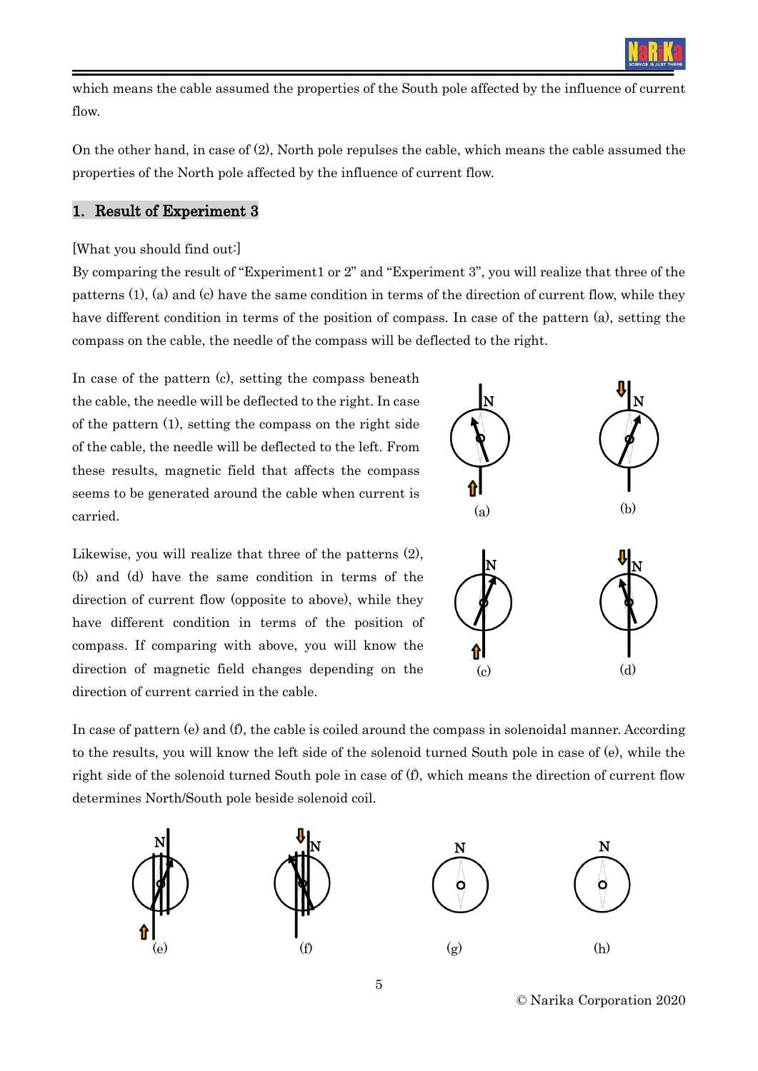which means the cable assumed the properties of the South pole affected by the influence of current flow.

On the other hand, in case of (2), North pole repulses the cable, which means the cable assumed the properties of the North pole affected by the influence of current flow.

## 1. Result of Experiment 3

[What you should find out:]

By comparing the result of "Experiment1 or 2" and "Experiment 3", you will realize that three of the patterns (1), (a) and (c) have the same condition in terms of the direction of current flow, while they have different condition in terms of the position of compass. In case of the pattern (a), setting the compass on the cable, the needle of the compass will be deflected to the right.

In case of the pattern (c), setting the compass beneath the cable, the needle will be deflected to the right. In case of the pattern (1), setting the compass on the right side of the cable, the needle will be deflected to the left. From these results, magnetic field that affects the compass seems to be generated around the cable when current is carried.

N

(a)

N

(b)

N

(c)

N

(d)

Likewise, you will realize that three of the patterns (2), (b) and (d) have the same condition in terms of the direction of current flow (opposite to above), while they have different condition in terms of the position of compass. If comparing with above, you will know the direction of magnetic field changes depending on the direction of current carried in the cable.

In case of pattern (e) and (f), the cable is coiled around the compass in solenoidal manner. According to the results, you will know the left side of the solenoid turned South pole in case of (e), while the right side of the solenoid turned South pole in case of (f), which means the direction of current flow determines North/South pole beside solenoid coil.

N

(e)

N

(f)

N

(g)

N

(h)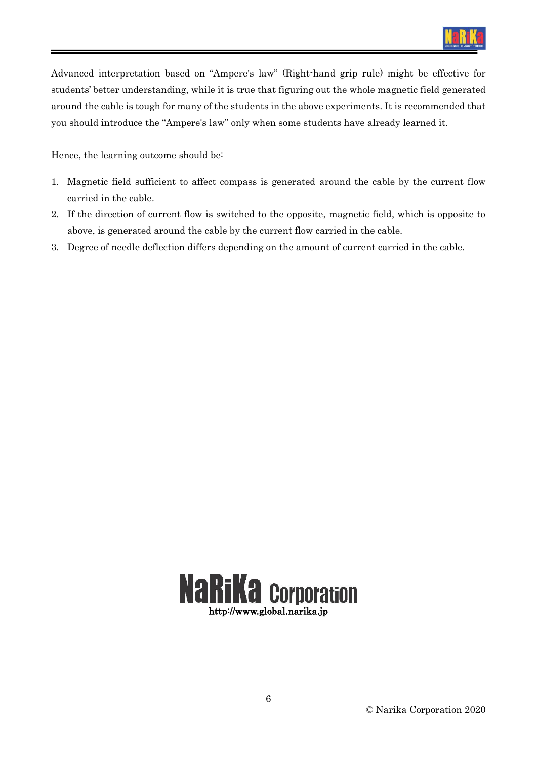Advanced interpretation based on "Ampere's law" (Right-hand grip rule) might be effective for students' better understanding, while it is true that figuring out the whole magnetic field generated around the cable is tough for many of the students in the above experiments. It is recommended that you should introduce the "Ampere's law" only when some students have already learned it.

Hence, the learning outcome should be:

1. Magnetic field sufficient to affect compass is generated around the cable by the current flow carried in the cable.
2. If the direction of current flow is switched to the opposite, magnetic field, which is opposite to above, is generated around the cable by the current flow carried in the cable.
3. Degree of needle deflection differs depending on the amount of current carried in the cable.

NaRiKa Corporation
http://www.global.narika.jp

© Narika Corporation 2020